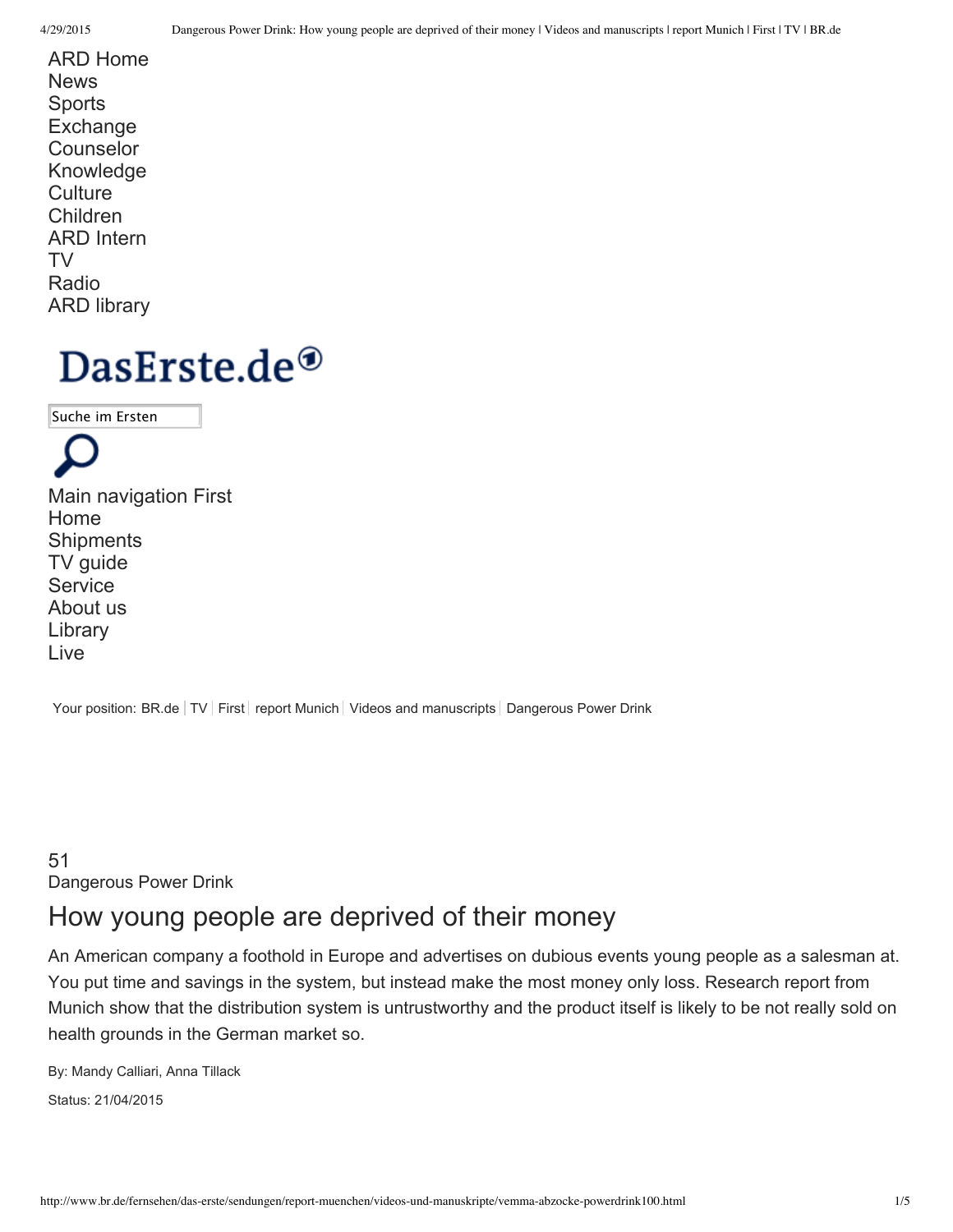ARD Home
News
Sports
Exchange
Counselor
Knowledge
Culture
Children
ARD Intern
TV
Radio
ARD library

DasErste.de

Suche im Ersten

Main navigation First
Home
Shipments
TV guide
Service
About us
Library
Live

Your position: BR.de | TV | First | report Munich | Videos and manuscripts | Dangerous Power Drink

51
Dangerous Power Drink

# How young people are deprived of their money

An American company a foothold in Europe and advertises on dubious events young people as a salesman at. You put time and savings in the system, but instead make the most money only loss. Research report from Munich show that the distribution system is untrustworthy and the product itself is likely to be not really sold on health grounds in the German market so.

By: Mandy Calliari, Anna Tillack

Status: 21/04/2015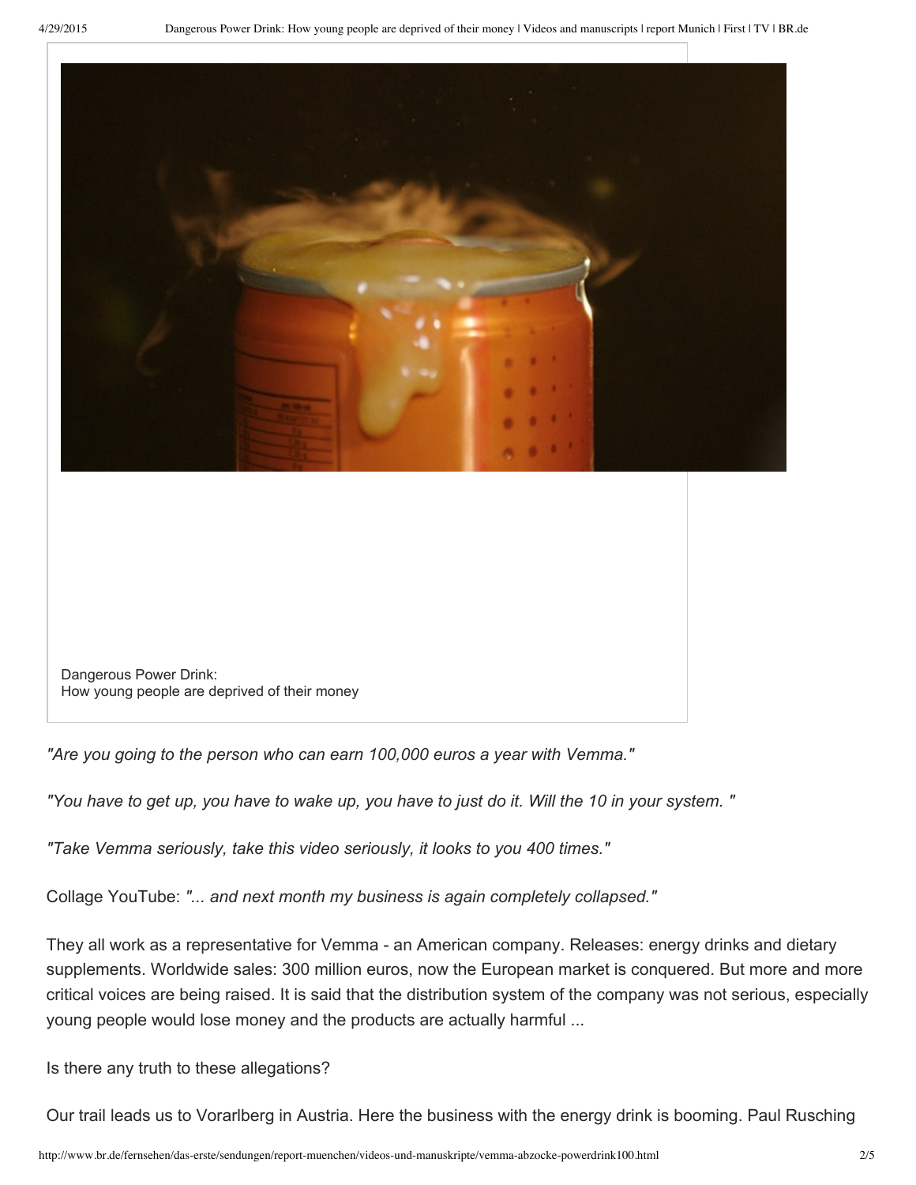Dangerous Power Drink:
How young people are deprived of their money

*"Are you going to the person who can earn 100,000 euros a year with Vemma."*

*"You have to get up, you have to wake up, you have to just do it. Will the 10 in your system. "*

*"Take Vemma seriously, take this video seriously, it looks to you 400 times."*

Collage YouTube: *"... and next month my business is again completely collapsed."*

They all work as a representative for Vemma - an American company. Releases: energy drinks and dietary supplements. Worldwide sales: 300 million euros, now the European market is conquered. But more and more critical voices are being raised. It is said that the distribution system of the company was not serious, especially young people would lose money and the products are actually harmful ...

Is there any truth to these allegations?

Our trail leads us to Vorarlberg in Austria. Here the business with the energy drink is booming. Paul Rusching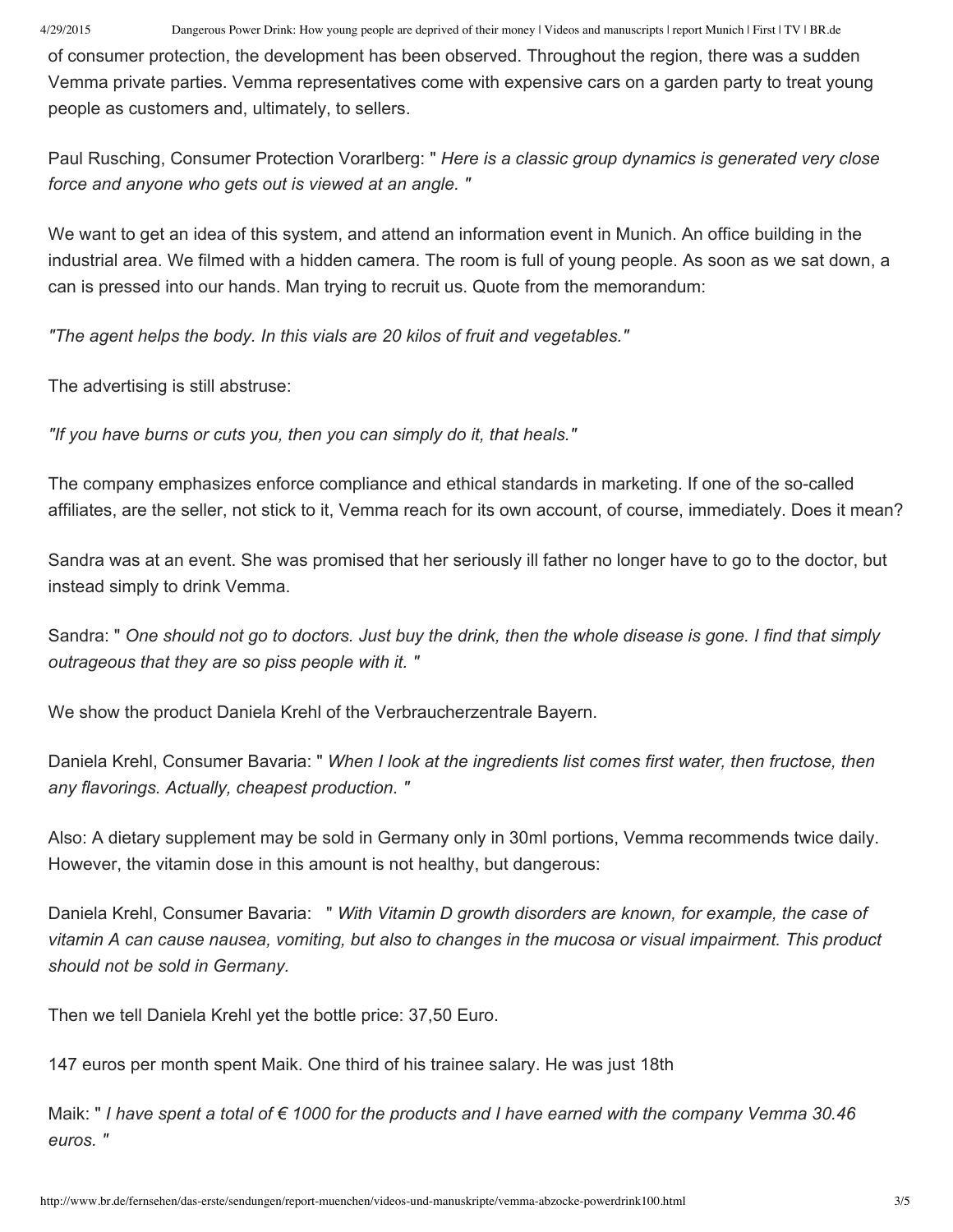of consumer protection, the development has been observed. Throughout the region, there was a sudden Vemma private parties. Vemma representatives come with expensive cars on a garden party to treat young people as customers and, ultimately, to sellers.

Paul Rusching, Consumer Protection Vorarlberg: " *Here is a classic group dynamics is generated very close force and anyone who gets out is viewed at an angle.* "

We want to get an idea of this system, and attend an information event in Munich. An office building in the industrial area. We filmed with a hidden camera. The room is full of young people. As soon as we sat down, a can is pressed into our hands. Man trying to recruit us. Quote from the memorandum:

*"The agent helps the body. In this vials are 20 kilos of fruit and vegetables."*

The advertising is still abstruse:

*"If you have burns or cuts you, then you can simply do it, that heals."*

The company emphasizes enforce compliance and ethical standards in marketing. If one of the so-called affiliates, are the seller, not stick to it, Vemma reach for its own account, of course, immediately. Does it mean?

Sandra was at an event. She was promised that her seriously ill father no longer have to go to the doctor, but instead simply to drink Vemma.

Sandra: " *One should not go to doctors. Just buy the drink, then the whole disease is gone. I find that simply outrageous that they are so piss people with it.* "

We show the product Daniela Krehl of the Verbraucherzentrale Bayern.

Daniela Krehl, Consumer Bavaria: " *When I look at the ingredients list comes first water, then fructose, then any flavorings. Actually, cheapest production.* "

Also: A dietary supplement may be sold in Germany only in 30ml portions, Vemma recommends twice daily. However, the vitamin dose in this amount is not healthy, but dangerous:

Daniela Krehl, Consumer Bavaria: " *With Vitamin D growth disorders are known, for example, the case of vitamin A can cause nausea, vomiting, but also to changes in the mucosa or visual impairment. This product should not be sold in Germany.*

Then we tell Daniela Krehl yet the bottle price: 37,50 Euro.

147 euros per month spent Maik. One third of his trainee salary. He was just 18th

Maik: " *I have spent a total of € 1000 for the products and I have earned with the company Vemma 30.46 euros.* "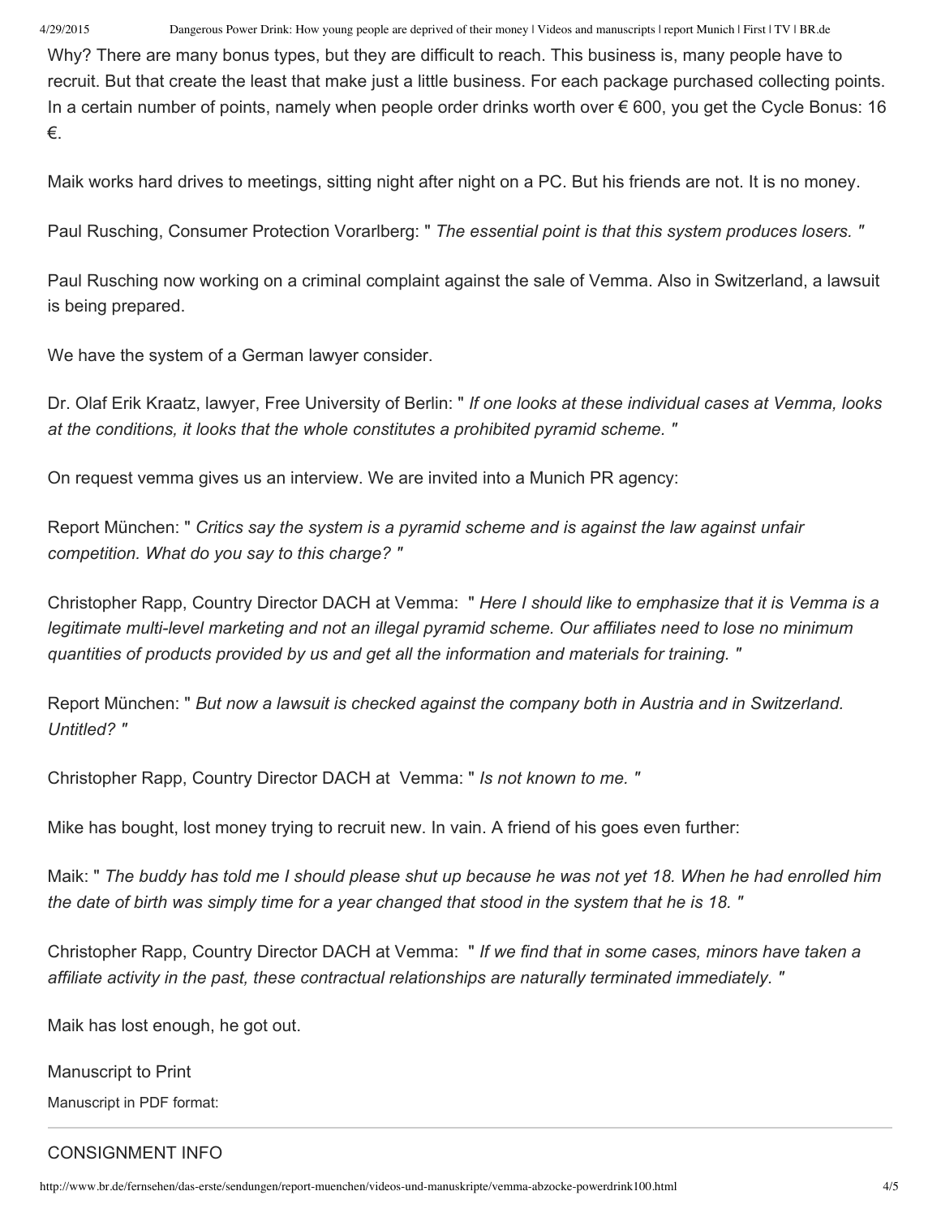Why? There are many bonus types, but they are difficult to reach. This business is, many people have to recruit. But that create the least that make just a little business. For each package purchased collecting points. In a certain number of points, namely when people order drinks worth over € 600, you get the Cycle Bonus: 16 €.

Maik works hard drives to meetings, sitting night after night on a PC. But his friends are not. It is no money.

Paul Rusching, Consumer Protection Vorarlberg: " *The essential point is that this system produces losers.* "

Paul Rusching now working on a criminal complaint against the sale of Vemma. Also in Switzerland, a lawsuit is being prepared.

We have the system of a German lawyer consider.

Dr. Olaf Erik Kraatz, lawyer, Free University of Berlin: " *If one looks at these individual cases at Vemma, looks at the conditions, it looks that the whole constitutes a prohibited pyramid scheme.* "

On request vemma gives us an interview. We are invited into a Munich PR agency:

Report München: " *Critics say the system is a pyramid scheme and is against the law against unfair competition. What do you say to this charge?* "

Christopher Rapp, Country Director DACH at Vemma: " *Here I should like to emphasize that it is Vemma is a legitimate multi-level marketing and not an illegal pyramid scheme. Our affiliates need to lose no minimum quantities of products provided by us and get all the information and materials for training.* "

Report München: " *But now a lawsuit is checked against the company both in Austria and in Switzerland. Untitled?* "

Christopher Rapp, Country Director DACH at Vemma: " *Is not known to me.* "

Mike has bought, lost money trying to recruit new. In vain. A friend of his goes even further:

Maik: " *The buddy has told me I should please shut up because he was not yet 18. When he had enrolled him the date of birth was simply time for a year changed that stood in the system that he is 18.* "

Christopher Rapp, Country Director DACH at Vemma: " *If we find that in some cases, minors have taken a affiliate activity in the past, these contractual relationships are naturally terminated immediately.* "

Maik has lost enough, he got out.

Manuscript to Print

Manuscript in PDF format:

---

CONSIGNMENT INFO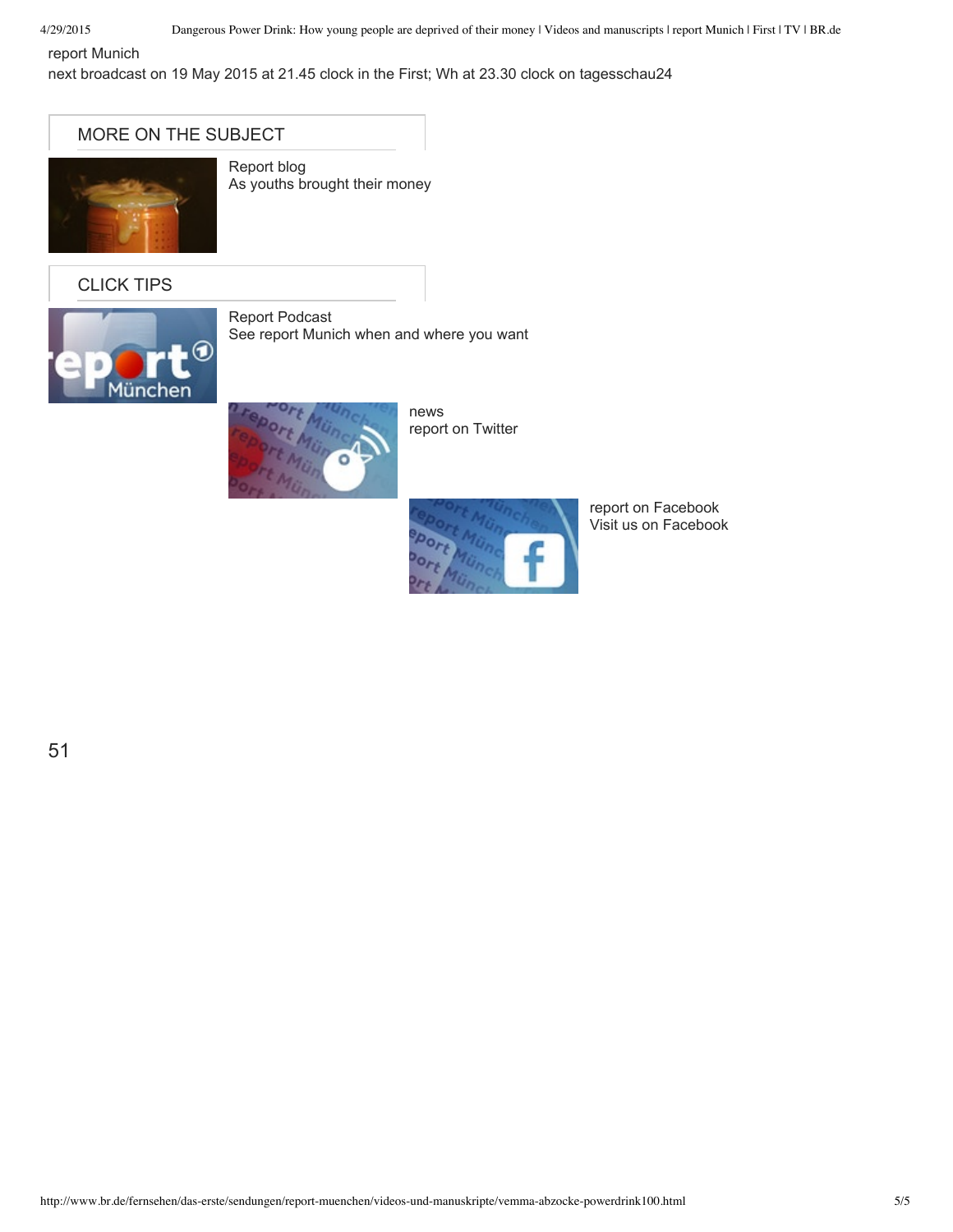report Munich
next broadcast on 19 May 2015 at 21.45 clock in the First; Wh at 23.30 clock on tagesschau24

## MORE ON THE SUBJECT

Report blog
As youths brought their money

## CLICK TIPS

Report Podcast
See report Munich when and where you want

news
report on Twitter

report on Facebook
Visit us on Facebook

51